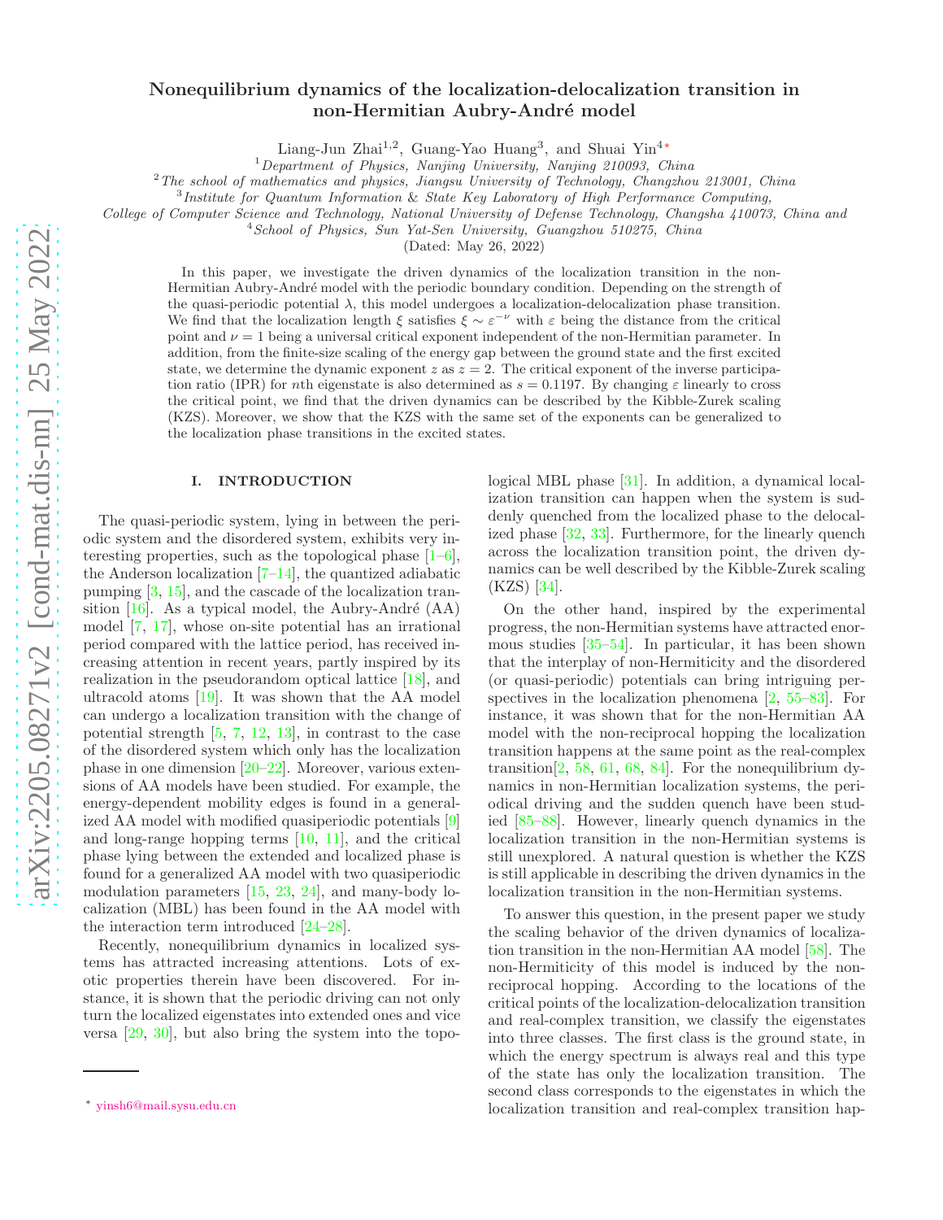# Nonequilibrium dynamics of the localization-delocalization transition in non-Hermitian Aubry-André model

Liang-Jun Zhai[1,2], Guang-Yao Huang[3], and Shuai Yin[4,*]

[1] Department of Physics, Nanjing University, Nanjing 210093, China
[2] The school of mathematics and physics, Jiangsu University of Technology, Changzhou 213001, China
[3] Institute for Quantum Information & State Key Laboratory of High Performance Computing, College of Computer Science and Technology, National University of Defense Technology, Changsha 410073, China and
[4] School of Physics, Sun Yat-Sen University, Guangzhou 510275, China

(Dated: May 26, 2022)

In this paper, we investigate the driven dynamics of the localization transition in the non-Hermitian Aubry-André model with the periodic boundary condition. Depending on the strength of the quasi-periodic potential $\lambda$, this model undergoes a localization-delocalization phase transition. We find that the localization length $\xi$ satisfies $\xi \sim \varepsilon^{-\nu}$ with $\varepsilon$ being the distance from the critical point and $\nu = 1$ being a universal critical exponent independent of the non-Hermitian parameter. In addition, from the finite-size scaling of the energy gap between the ground state and the first excited state, we determine the dynamic exponent $z$ as $z = 2$. The critical exponent of the inverse participation ratio (IPR) for $n$th eigenstate is also determined as $s = 0.1197$. By changing $\varepsilon$ linearly to cross the critical point, we find that the driven dynamics can be described by the Kibble-Zurek scaling (KZS). Moreover, we show that the KZS with the same set of the exponents can be generalized to the localization phase transitions in the excited states.

## I. INTRODUCTION

The quasi-periodic system, lying in between the periodic system and the disordered system, exhibits very interesting properties, such as the topological phase [1–6], the Anderson localization [7–14], the quantized adiabatic pumping [3, 15], and the cascade of the localization transition [16]. As a typical model, the Aubry-André (AA) model [7, 17], whose on-site potential has an irrational period compared with the lattice period, has received increasing attention in recent years, partly inspired by its realization in the pseudorandom optical lattice [18], and ultracold atoms [19]. It was shown that the AA model can undergo a localization transition with the change of potential strength [5, 7, 12, 13], in contrast to the case of the disordered system which only has the localization phase in one dimension [20–22]. Moreover, various extensions of AA models have been studied. For example, the energy-dependent mobility edges is found in a generalized AA model with modified quasiperiodic potentials [9] and long-range hopping terms [10, 11], and the critical phase lying between the extended and localized phase is found for a generalized AA model with two quasiperiodic modulation parameters [15, 23, 24], and many-body localization (MBL) has been found in the AA model with the interaction term introduced [24–28].

Recently, nonequilibrium dynamics in localized systems has attracted increasing attentions. Lots of exotic properties therein have been discovered. For instance, it is shown that the periodic driving can not only turn the localized eigenstates into extended ones and vice versa [29, 30], but also bring the system into the topological MBL phase [31]. In addition, a dynamical localization transition can happen when the system is suddenly quenched from the localized phase to the delocalized phase [32, 33]. Furthermore, for the linearly quench across the localization transition point, the driven dynamics can be well described by the Kibble-Zurek scaling (KZS) [34].

On the other hand, inspired by the experimental progress, the non-Hermitian systems have attracted enormous studies [35–54]. In particular, it has been shown that the interplay of non-Hermiticity and the disordered (or quasi-periodic) potentials can bring intriguing perspectives in the localization phenomena [2, 55–83]. For instance, it was shown that for the non-Hermitian AA model with the non-reciprocal hopping the localization transition happens at the same point as the real-complex transition[2, 58, 61, 68, 84]. For the nonequilibrium dynamics in non-Hermitian localization systems, the periodical driving and the sudden quench have been studied [85–88]. However, linearly quench dynamics in the localization transition in the non-Hermitian systems is still unexplored. A natural question is whether the KZS is still applicable in describing the driven dynamics in the localization transition in the non-Hermitian systems.

To answer this question, in the present paper we study the scaling behavior of the driven dynamics of localization transition in the non-Hermitian AA model [58]. The non-Hermiticity of this model is induced by the nonreciprocal hopping. According to the locations of the critical points of the localization-delocalization transition and real-complex transition, we classify the eigenstates into three classes. The first class is the ground state, in which the energy spectrum is always real and this type of the state has only the localization transition. The second class corresponds to the eigenstates in which the localization transition and real-complex transition hap-

* yinsh6@mail.sysu.edu.cn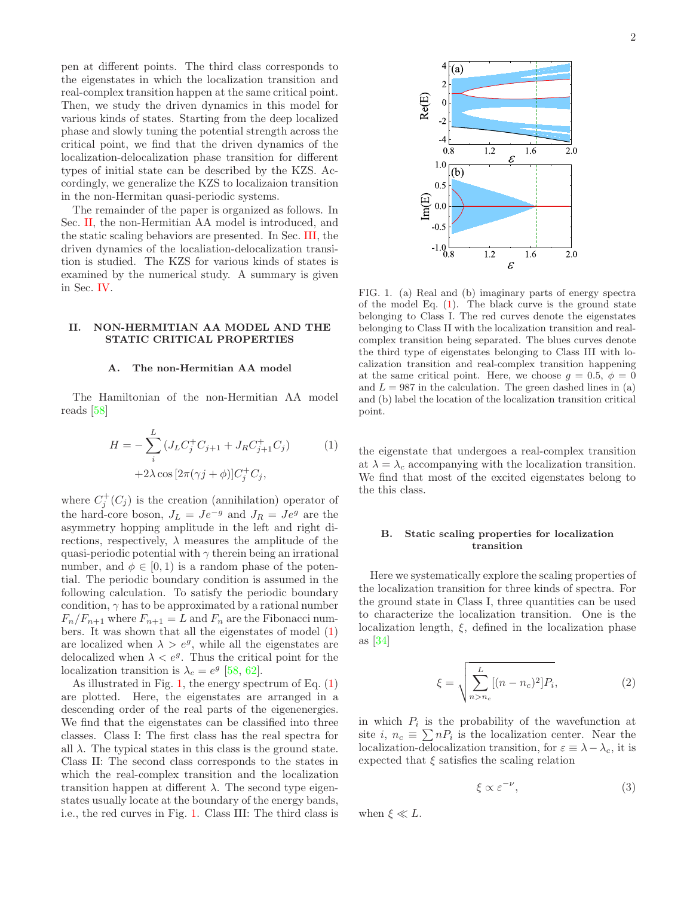pen at different points. The third class corresponds to the eigenstates in which the localization transition and real-complex transition happen at the same critical point. Then, we study the driven dynamics in this model for various kinds of states. Starting from the deep localized phase and slowly tuning the potential strength across the critical point, we find that the driven dynamics of the localization-delocalization phase transition for different types of initial state can be described by the KZS. Accordingly, we generalize the KZS to localizaion transition in the non-Hermitian quasi-periodic systems.

The remainder of the paper is organized as follows. In Sec. II, the non-Hermitian AA model is introduced, and the static scaling behaviors are presented. In Sec. III, the driven dynamics of the localization-delocalization transition is studied. The KZS for various kinds of states is examined by the numerical study. A summary is given in Sec. IV.

## II. NON-HERMITIAN AA MODEL AND THE STATIC CRITICAL PROPERTIES

### A. The non-Hermitian AA model

The Hamiltonian of the non-Hermitian AA model reads [58]

$$H = -\sum_{i}^{L} (J_L C_j^{+} C_{j+1} + J_R C_{j+1}^{+} C_j) \\ +2\lambda \cos\left[2\pi(\gamma j + \phi)\right] C_j^{+} C_j, \tag{1}$$

where $C_j^{+}(C_j)$ is the creation (annihilation) operator of the hard-core boson, $J_L = Je^{-g}$ and $J_R = Je^{g}$ are the asymmetry hopping amplitude in the left and right directions, respectively, $\lambda$ measures the amplitude of the quasi-periodic potential with $\gamma$ therein being an irrational number, and $\phi \in [0, 1)$ is a random phase of the potential. The periodic boundary condition is assumed in the following calculation. To satisfy the periodic boundary condition, $\gamma$ has to be approximated by a rational number $F_n/F_{n+1}$ where $F_{n+1} = L$ and $F_n$ are the Fibonacci numbers. It was shown that all the eigenstates of model (1) are localized when $\lambda > e^g$, while all the eigenstates are delocalized when $\lambda < e^g$. Thus the critical point for the localization transition is $\lambda_c = e^g$ [58, 62].

As illustrated in Fig. 1, the energy spectrum of Eq. (1) are plotted. Here, the eigenstates are arranged in a descending order of the real parts of the eigenenergies. We find that the eigenstates can be classified into three classes. Class I: The first class has the real spectra for all $\lambda$. The typical states in this class is the ground state. Class II: The second class corresponds to the states in which the real-complex transition and the localization transition happen at different $\lambda$. The second type eigenstates usually locate at the boundary of the energy bands, i.e., the red curves in Fig. 1. Class III: The third class is the eigenstate that undergoes a real-complex transition at $\lambda = \lambda_c$ accompanying with the localization transition. We find that most of the excited eigenstates belong to the this class.

FIG. 1. (a) Real and (b) imaginary parts of energy spectra of the model Eq. (1). The black curve is the ground state belonging to Class I. The red curves denote the eigenstates belonging to Class II with the localization transition and real-complex transition being separated. The blues curves denote the third type of eigenstates belonging to Class III with localization transition and real-complex transition happening at the same critical point. Here, we choose $g = 0.5$, $\phi = 0$ and $L = 987$ in the calculation. The green dashed lines in (a) and (b) label the location of the localization transition critical point.

### B. Static scaling properties for localization transition

Here we systematically explore the scaling properties of the localization transition for three kinds of spectra. For the ground state in Class I, three quantities can be used to characterize the localization transition. One is the localization length, $\xi$, defined in the localization phase as [34]

$$\xi = \sqrt{\sum_{n>n_c}^{L} [(n - n_c)^2] P_i}, \tag{2}$$

in which $P_i$ is the probability of the wavefunction at site $i$, $n_c \equiv \sum nP_i$ is the localization center. Near the localization-delocalization transition, for $\varepsilon \equiv \lambda - \lambda_c$, it is expected that $\xi$ satisfies the scaling relation

$$\xi \propto \varepsilon^{-\nu}, \tag{3}$$

when $\xi \ll L$.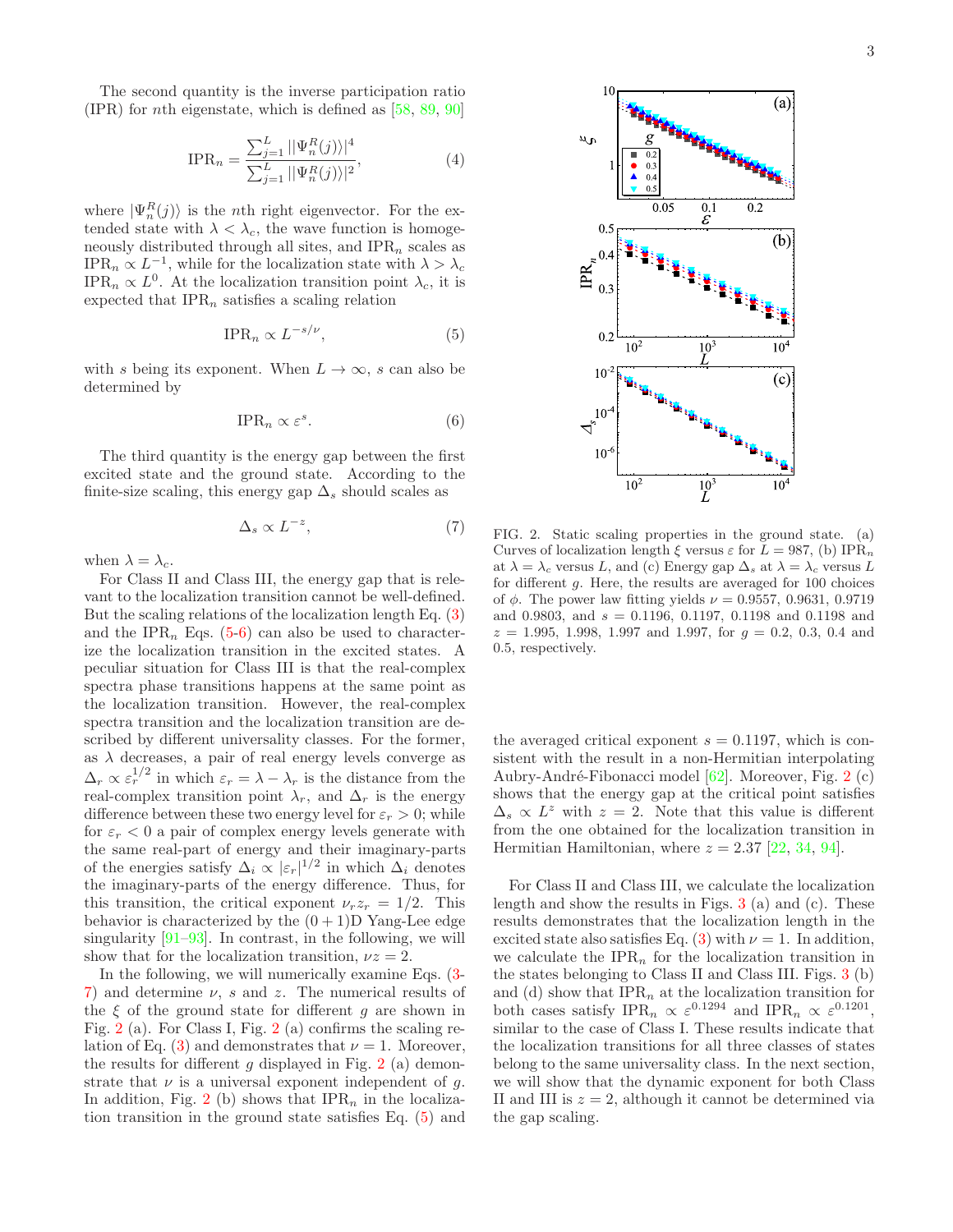The second quantity is the inverse participation ratio (IPR) for $n$th eigenstate, which is defined as [58, 89, 90]

$$\mathrm{IPR}_n = \frac{\sum_{j=1}^{L} ||\Psi_n^R(j)\rangle|^4}{\sum_{j=1}^{L} ||\Psi_n^R(j)\rangle|^2}, \tag{4}$$

where $|\Psi_n^R(j)\rangle$ is the $n$th right eigenvector. For the extended state with $\lambda < \lambda_c$, the wave function is homogeneously distributed through all sites, and $\mathrm{IPR}_n$ scales as $\mathrm{IPR}_n \propto L^{-1}$, while for the localization state with $\lambda > \lambda_c$ $\mathrm{IPR}_n \propto L^0$. At the localization transition point $\lambda_c$, it is expected that $\mathrm{IPR}_n$ satisfies a scaling relation

$$\mathrm{IPR}_n \propto L^{-s/\nu}, \tag{5}$$

with $s$ being its exponent. When $L \to \infty$, $s$ can also be determined by

$$\mathrm{IPR}_n \propto \varepsilon^{s}. \tag{6}$$

The third quantity is the energy gap between the first excited state and the ground state. According to the finite-size scaling, this energy gap $\Delta_s$ should scales as

$$\Delta_s \propto L^{-z}, \tag{7}$$

when $\lambda = \lambda_c$.

For Class II and Class III, the energy gap that is relevant to the localization transition cannot be well-defined. But the scaling relations of the localization length Eq. (3) and the $\mathrm{IPR}_n$ Eqs. (5-6) can also be used to characterize the localization transition in the excited states. A peculiar situation for Class III is that the real-complex spectra phase transitions happens at the same point as the localization transition. However, the real-complex spectra transition and the localization transition are described by different universality classes. For the former, as $\lambda$ decreases, a pair of real energy levels converge as $\Delta_r \propto \varepsilon_r^{1/2}$ in which $\varepsilon_r = \lambda - \lambda_r$ is the distance from the real-complex transition point $\lambda_r$, and $\Delta_r$ is the energy difference between these two energy level for $\varepsilon_r > 0$; while for $\varepsilon_r < 0$ a pair of complex energy levels generate with the same real-part of energy and their imaginary-parts of the energies satisfy $\Delta_i \propto |\varepsilon_r|^{1/2}$ in which $\Delta_i$ denotes the imaginary-parts of the energy difference. Thus, for this transition, the critical exponent $\nu_r z_r = 1/2$. This behavior is characterized by the $(0+1)$D Yang-Lee edge singularity [91–93]. In contrast, in the following, we will show that for the localization transition, $\nu z = 2$.

In the following, we will numerically examine Eqs. (3-7) and determine $\nu$, $s$ and $z$. The numerical results of the $\xi$ of the ground state for different $g$ are shown in Fig. 2 (a). For Class I, Fig. 2 (a) confirms the scaling relation of Eq. (3) and demonstrates that $\nu = 1$. Moreover, the results for different $g$ displayed in Fig. 2 (a) demonstrate that $\nu$ is a universal exponent independent of $g$. In addition, Fig. 2 (b) shows that $\mathrm{IPR}_n$ in the localization transition in the ground state satisfies Eq. (5) and the averaged critical exponent $s = 0.1197$, which is consistent with the result in a non-Hermitian interpolating Aubry-André-Fibonacci model [62]. Moreover, Fig. 2 (c) shows that the energy gap at the critical point satisfies $\Delta_s \propto L^z$ with $z = 2$. Note that this value is different from the one obtained for the localization transition in Hermitian Hamiltonian, where $z = 2.37$ [22, 34, 94].

FIG. 2. Static scaling properties in the ground state. (a) Curves of localization length $\xi$ versus $\varepsilon$ for $L = 987$, (b) $\mathrm{IPR}_n$ at $\lambda = \lambda_c$ versus $L$, and (c) Energy gap $\Delta_s$ at $\lambda = \lambda_c$ versus $L$ for different $g$. Here, the results are averaged for 100 choices of $\phi$. The power law fitting yields $\nu = 0.9557$, $0.9631$, $0.9719$ and $0.9803$, and $s = 0.1196$, $0.1197$, $0.1198$ and $0.1198$ and $z = 1.995$, $1.998$, $1.997$ and $1.997$, for $g = 0.2$, $0.3$, $0.4$ and $0.5$, respectively.

For Class II and Class III, we calculate the localization length and show the results in Figs. 3 (a) and (c). These results demonstrates that the localization length in the excited state also satisfies Eq. (3) with $\nu = 1$. In addition, we calculate the $\mathrm{IPR}_n$ for the localization transition in the states belonging to Class II and Class III. Figs. 3 (b) and (d) show that $\mathrm{IPR}_n$ at the localization transition for both cases satisfy $\mathrm{IPR}_n \propto \varepsilon^{0.1294}$ and $\mathrm{IPR}_n \propto \varepsilon^{0.1201}$, similar to the case of Class I. These results indicate that the localization transitions for all three classes of states belong to the same universality class. In the next section, we will show that the dynamic exponent for both Class II and III is $z = 2$, although it cannot be determined via the gap scaling.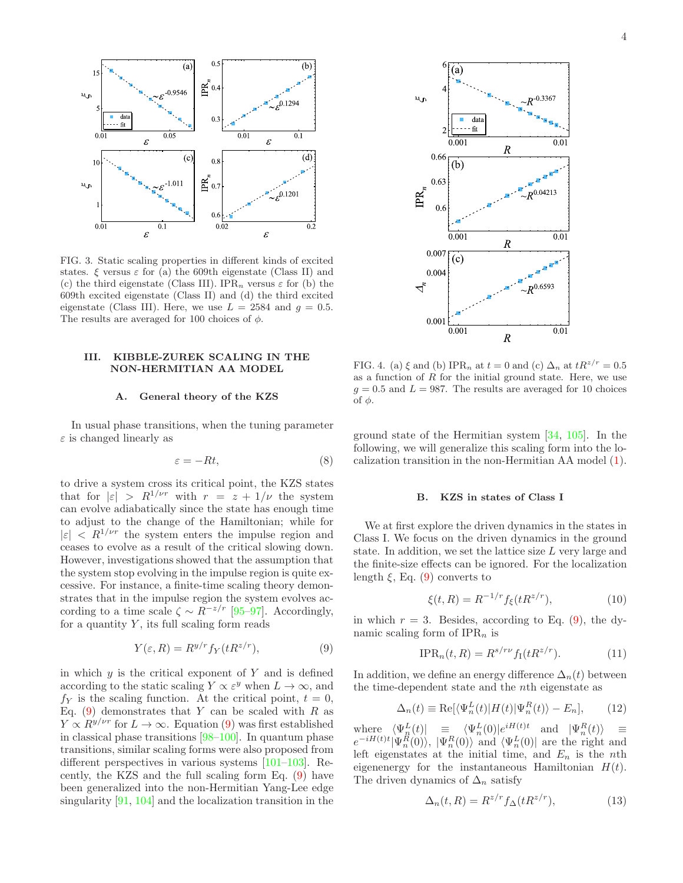FIG. 3. Static scaling properties in different kinds of excited states. $\xi$ versus $\varepsilon$ for (a) the 609th eigenstate (Class II) and (c) the third eigenstate (Class III). $\text{IPR}_n$ versus $\varepsilon$ for (b) the 609th excited eigenstate (Class II) and (d) the third excited eigenstate (Class III). Here, we use $L = 2584$ and $g = 0.5$. The results are averaged for 100 choices of $\phi$.

## III. KIBBLE-ZUREK SCALING IN THE NON-HERMITIAN AA MODEL

### A. General theory of the KZS

In usual phase transitions, when the tuning parameter $\varepsilon$ is changed linearly as

$$\varepsilon = -Rt, \tag{8}$$

to drive a system cross its critical point, the KZS states that for $|\varepsilon| > R^{1/\nu r}$ with $r = z + 1/\nu$ the system can evolve adiabatically since the state has enough time to adjust to the change of the Hamiltonian; while for $|\varepsilon| < R^{1/\nu r}$ the system enters the impulse region and ceases to evolve as a result of the critical slowing down. However, investigations showed that the assumption that the system stop evolving in the impulse region is quite excessive. For instance, a finite-time scaling theory demonstrates that in the impulse region the system evolves according to a time scale $\zeta \sim R^{-z/r}$ [95–97]. Accordingly, for a quantity $Y$, its full scaling form reads

$$Y(\varepsilon, R) = R^{y/r} f_Y(tR^{z/r}), \tag{9}$$

in which $y$ is the critical exponent of $Y$ and is defined according to the static scaling $Y \propto \varepsilon^y$ when $L \to \infty$, and $f_Y$ is the scaling function. At the critical point, $t = 0$, Eq. (9) demonstrates that $Y$ can be scaled with $R$ as $Y \propto R^{y/\nu r}$ for $L \to \infty$. Equation (9) was first established in classical phase transitions [98–100]. In quantum phase transitions, similar scaling forms were also proposed from different perspectives in various systems [101–103]. Recently, the KZS and the full scaling form Eq. (9) have been generalized into the non-Hermitian Yang-Lee edge singularity [91, 104] and the localization transition in the ground state of the Hermitian system [34, 105]. In the following, we will generalize this scaling form into the localization transition in the non-Hermitian AA model (1).

FIG. 4. (a) $\xi$ and (b) $\text{IPR}_n$ at $t = 0$ and (c) $\Delta_n$ at $tR^{z/r} = 0.5$ as a function of $R$ for the initial ground state. Here, we use $g = 0.5$ and $L = 987$. The results are averaged for 10 choices of $\phi$.

### B. KZS in states of Class I

We at first explore the driven dynamics in the states in Class I. We focus on the driven dynamics in the ground state. In addition, we set the lattice size $L$ very large and the finite-size effects can be ignored. For the localization length $\xi$, Eq. (9) converts to

$$\xi(t, R) = R^{-1/r} f_\xi(tR^{z/r}), \tag{10}$$

in which $r = 3$. Besides, according to Eq. (9), the dynamic scaling form of $\text{IPR}_n$ is

$$\text{IPR}_n(t, R) = R^{s/r\nu} f_I(tR^{z/r}). \tag{11}$$

In addition, we define an energy difference $\Delta_n(t)$ between the time-dependent state and the $n$th eigenstate as

$$\Delta_n(t) \equiv \text{Re}[\langle \Psi_n^L(t)|H(t)|\Psi_n^R(t)\rangle - E_n], \tag{12}$$

where $\langle \Psi_n^L(t)| \equiv \langle \Psi_n^L(0)|e^{iH(t)t}$ and $|\Psi_n^R(t)\rangle \equiv e^{-iH(t)t}|\Psi_n^R(0)\rangle$, $|\Psi_n^R(0)\rangle$ and $\langle \Psi_n^L(0)|$ are the right and left eigenstates at the initial time, and $E_n$ is the $n$th eigenenergy for the instantaneous Hamiltonian $H(t)$. The driven dynamics of $\Delta_n$ satisfy

$$\Delta_n(t, R) = R^{z/r} f_\Delta(tR^{z/r}), \tag{13}$$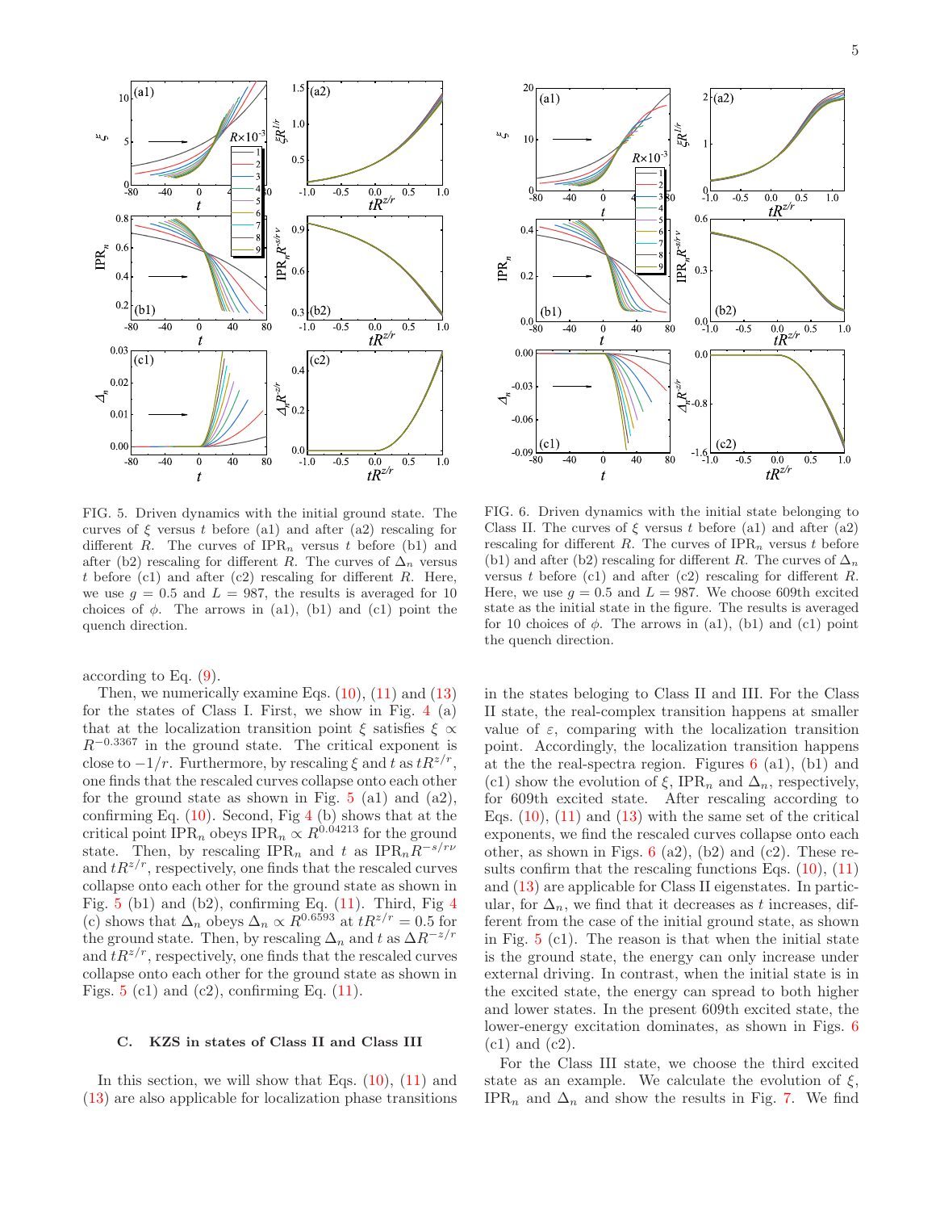FIG. 5. Driven dynamics with the initial ground state. The curves of $\xi$ versus $t$ before (a1) and after (a2) rescaling for different $R$. The curves of $\text{IPR}_n$ versus $t$ before (b1) and after (b2) rescaling for different $R$. The curves of $\Delta_n$ versus $t$ before (c1) and after (c2) rescaling for different $R$. Here, we use $g = 0.5$ and $L = 987$, the results is averaged for 10 choices of $\phi$. The arrows in (a1), (b1) and (c1) point the quench direction.

FIG. 6. Driven dynamics with the initial state belonging to Class II. The curves of $\xi$ versus $t$ before (a1) and after (a2) rescaling for different $R$. The curves of $\text{IPR}_n$ versus $t$ before (b1) and after (b2) rescaling for different $R$. The curves of $\Delta_n$ versus $t$ before (c1) and after (c2) rescaling for different $R$. Here, we use $g = 0.5$ and $L = 987$. We choose 609th excited state as the initial state in the figure. The results is averaged for 10 choices of $\phi$. The arrows in (a1), (b1) and (c1) point the quench direction.

according to Eq. (9).

Then, we numerically examine Eqs. (10), (11) and (13) for the states of Class I. First, we show in Fig. 4 (a) that at the localization transition point $\xi$ satisfies $\xi \propto R^{-0.3367}$ in the ground state. The critical exponent is close to $-1/r$. Furthermore, by rescaling $\xi$ and $t$ as $tR^{z/r}$, one finds that the rescaled curves collapse onto each other for the ground state as shown in Fig. 5 (a1) and (a2), confirming Eq. (10). Second, Fig 4 (b) shows that at the critical point $\text{IPR}_n$ obeys $\text{IPR}_n \propto R^{0.04213}$ for the ground state. Then, by rescaling $\text{IPR}_n$ and $t$ as $\text{IPR}_n R^{-s/r\nu}$ and $tR^{z/r}$, respectively, one finds that the rescaled curves collapse onto each other for the ground state as shown in Fig. 5 (b1) and (b2), confirming Eq. (11). Third, Fig 4 (c) shows that $\Delta_n$ obeys $\Delta_n \propto R^{0.6593}$ at $tR^{z/r} = 0.5$ for the ground state. Then, by rescaling $\Delta_n$ and $t$ as $\Delta R^{-z/r}$ and $tR^{z/r}$, respectively, one finds that the rescaled curves collapse onto each other for the ground state as shown in Figs. 5 (c1) and (c2), confirming Eq. (11).

### C. KZS in states of Class II and Class III

In this section, we will show that Eqs. (10), (11) and (13) are also applicable for localization phase transitions in the states beloging to Class II and III. For the Class II state, the real-complex transition happens at smaller value of $\varepsilon$, comparing with the localization transition point. Accordingly, the localization transition happens at the the real-spectra region. Figures 6 (a1), (b1) and (c1) show the evolution of $\xi$, $\text{IPR}_n$ and $\Delta_n$, respectively, for 609th excited state. After rescaling according to Eqs. (10), (11) and (13) with the same set of the critical exponents, we find the rescaled curves collapse onto each other, as shown in Figs. 6 (a2), (b2) and (c2). These results confirm that the rescaling functions Eqs. (10), (11) and (13) are applicable for Class II eigenstates. In particular, for $\Delta_n$, we find that it decreases as $t$ increases, different from the case of the initial ground state, as shown in Fig. 5 (c1). The reason is that when the initial state is the ground state, the energy can only increase under external driving. In contrast, when the initial state is in the excited state, the energy can spread to both higher and lower states. In the present 609th excited state, the lower-energy excitation dominates, as shown in Figs. 6 (c1) and (c2).

For the Class III state, we choose the third excited state as an example. We calculate the evolution of $\xi$, $\text{IPR}_n$ and $\Delta_n$ and show the results in Fig. 7. We find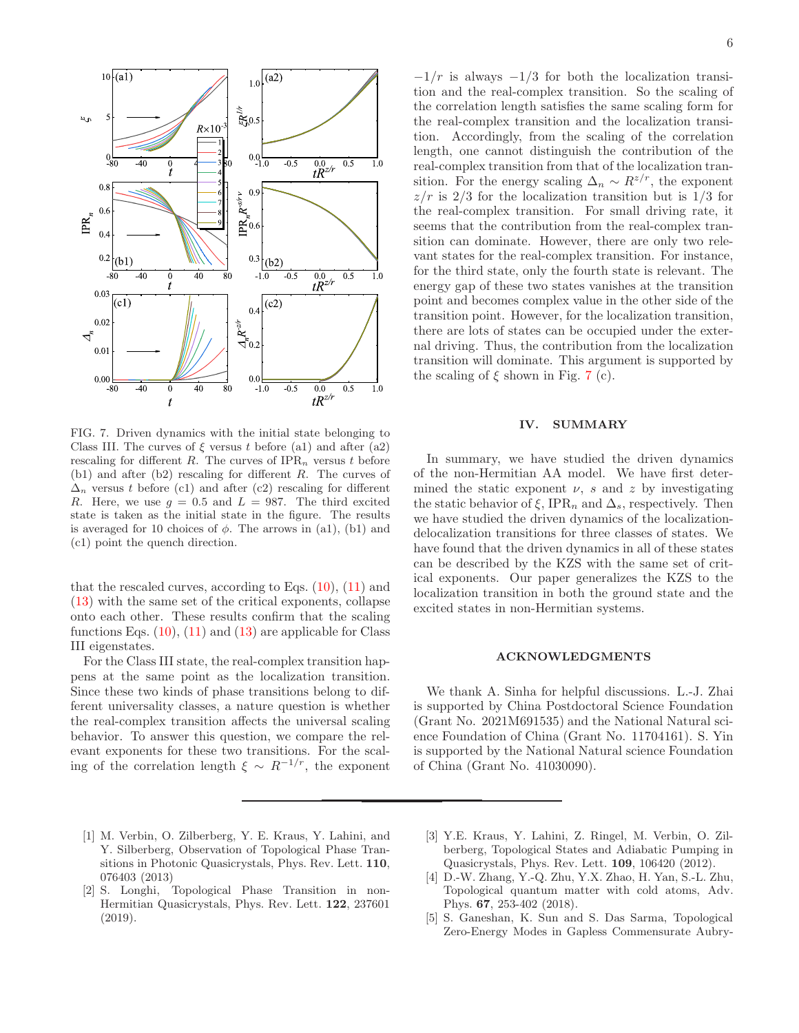FIG. 7. Driven dynamics with the initial state belonging to Class III. The curves of $\xi$ versus $t$ before (a1) and after (a2) rescaling for different $R$. The curves of $\text{IPR}_n$ versus $t$ before (b1) and after (b2) rescaling for different $R$. The curves of $\Delta_n$ versus $t$ before (c1) and after (c2) rescaling for different $R$. Here, we use $g = 0.5$ and $L = 987$. The third excited state is taken as the initial state in the figure. The results is averaged for 10 choices of $\phi$. The arrows in (a1), (b1) and (c1) point the quench direction.

that the rescaled curves, according to Eqs. (10), (11) and (13) with the same set of the critical exponents, collapse onto each other. These results confirm that the scaling functions Eqs. (10), (11) and (13) are applicable for Class III eigenstates.

For the Class III state, the real-complex transition happens at the same point as the localization transition. Since these two kinds of phase transitions belong to different universality classes, a nature question is whether the real-complex transition affects the universal scaling behavior. To answer this question, we compare the relevant exponents for these two transitions. For the scaling of the correlation length $\xi \sim R^{-1/r}$, the exponent $-1/r$ is always $-1/3$ for both the localization transition and the real-complex transition. So the scaling of the correlation length satisfies the same scaling form for the real-complex transition and the localization transition. Accordingly, from the scaling of the correlation length, one cannot distinguish the contribution of the real-complex transition from that of the localization transition. For the energy scaling $\Delta_n \sim R^{z/r}$, the exponent $z/r$ is $2/3$ for the localization transition but is $1/3$ for the real-complex transition. For small driving rate, it seems that the contribution from the real-complex transition can dominate. However, there are only two relevant states for the real-complex transition. For instance, for the third state, only the fourth state is relevant. The energy gap of these two states vanishes at the transition point and becomes complex value in the other side of the transition point. However, for the localization transition, there are lots of states can be occupied under the external driving. Thus, the contribution from the localization transition will dominate. This argument is supported by the scaling of $\xi$ shown in Fig. 7 (c).

## IV. SUMMARY

In summary, we have studied the driven dynamics of the non-Hermitian AA model. We have first determined the static exponent $\nu$, $s$ and $z$ by investigating the static behavior of $\xi$, $\text{IPR}_n$ and $\Delta_s$, respectively. Then we have studied the driven dynamics of the localization-delocalization transitions for three classes of states. We have found that the driven dynamics in all of these states can be described by the KZS with the same set of critical exponents. Our paper generalizes the KZS to the localization transition in both the ground state and the excited states in non-Hermitian systems.

## ACKNOWLEDGMENTS

We thank A. Sinha for helpful discussions. L.-J. Zhai is supported by China Postdoctoral Science Foundation (Grant No. 2021M691535) and the National Natural science Foundation of China (Grant No. 11704161). S. Yin is supported by the National Natural science Foundation of China (Grant No. 41030090).

---

[1] M. Verbin, O. Zilberberg, Y. E. Kraus, Y. Lahini, and Y. Silberberg, Observation of Topological Phase Transitions in Photonic Quasicrystals, Phys. Rev. Lett. **110**, 076403 (2013)

[2] S. Longhi, Topological Phase Transition in non-Hermitian Quasicrystals, Phys. Rev. Lett. **122**, 237601 (2019).

[3] Y.E. Kraus, Y. Lahini, Z. Ringel, M. Verbin, O. Zilberberg, Topological States and Adiabatic Pumping in Quasicrystals, Phys. Rev. Lett. **109**, 106420 (2012).

[4] D.-W. Zhang, Y.-Q. Zhu, Y.X. Zhao, H. Yan, S.-L. Zhu, Topological quantum matter with cold atoms, Adv. Phys. **67**, 253-402 (2018).

[5] S. Ganeshan, K. Sun and S. Das Sarma, Topological Zero-Energy Modes in Gapless Commensurate Aubry-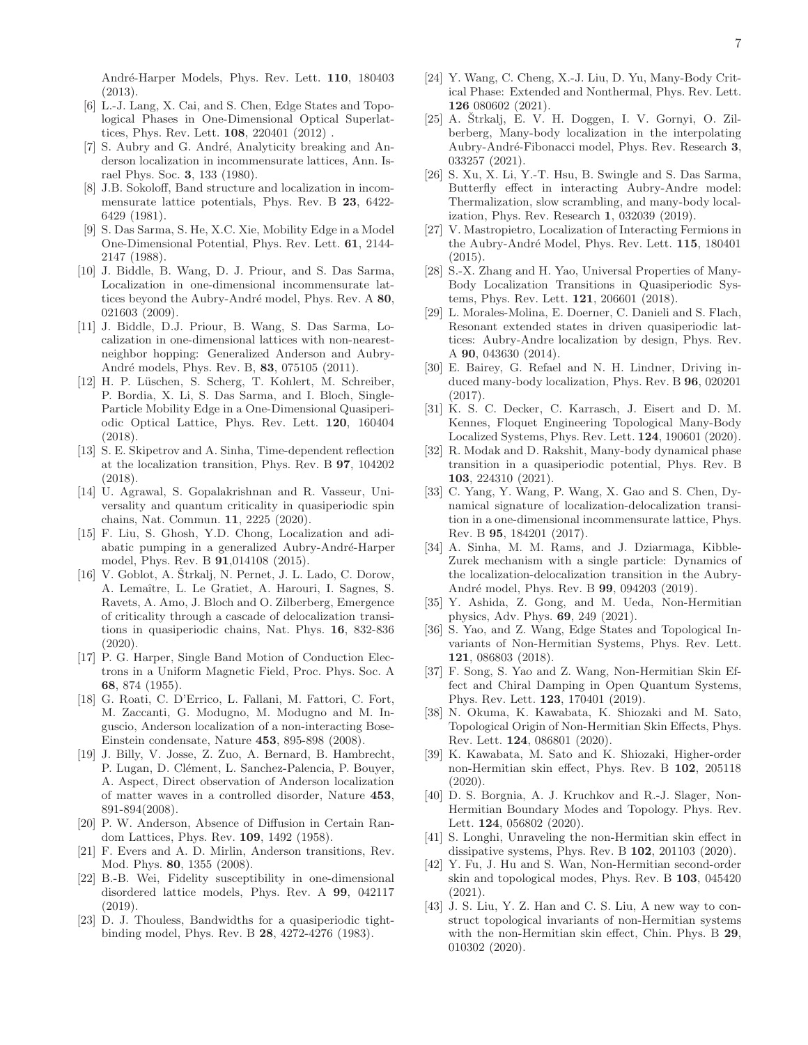André-Harper Models, Phys. Rev. Lett. **110**, 180403 (2013).

[6] L.-J. Lang, X. Cai, and S. Chen, Edge States and Topological Phases in One-Dimensional Optical Superlattices, Phys. Rev. Lett. **108**, 220401 (2012) .

[7] S. Aubry and G. André, Analyticity breaking and Anderson localization in incommensurate lattices, Ann. Israel Phys. Soc. **3**, 133 (1980).

[8] J.B. Sokoloff, Band structure and localization in incommensurate lattice potentials, Phys. Rev. B **23**, 6422-6429 (1981).

[9] S. Das Sarma, S. He, X.C. Xie, Mobility Edge in a Model One-Dimensional Potential, Phys. Rev. Lett. **61**, 2144-2147 (1988).

[10] J. Biddle, B. Wang, D. J. Priour, and S. Das Sarma, Localization in one-dimensional incommensurate lattices beyond the Aubry-André model, Phys. Rev. A **80**, 021603 (2009).

[11] J. Biddle, D.J. Priour, B. Wang, S. Das Sarma, Localization in one-dimensional lattices with non-nearest-neighbor hopping: Generalized Anderson and Aubry-André models, Phys. Rev. B, **83**, 075105 (2011).

[12] H. P. Lüschen, S. Scherg, T. Kohlert, M. Schreiber, P. Bordia, X. Li, S. Das Sarma, and I. Bloch, Single-Particle Mobility Edge in a One-Dimensional Quasiperiodic Optical Lattice, Phys. Rev. Lett. **120**, 160404 (2018).

[13] S. E. Skipetrov and A. Sinha, Time-dependent reflection at the localization transition, Phys. Rev. B **97**, 104202 (2018).

[14] U. Agrawal, S. Gopalakrishnan and R. Vasseur, Universality and quantum criticality in quasiperiodic spin chains, Nat. Commun. **11**, 2225 (2020).

[15] F. Liu, S. Ghosh, Y.D. Chong, Localization and adiabatic pumping in a generalized Aubry-André-Harper model, Phys. Rev. B **91**,014108 (2015).

[16] V. Goblot, A. Štrkalj, N. Pernet, J. L. Lado, C. Dorow, A. Lemaître, L. Le Gratiet, A. Harouri, I. Sagnes, S. Ravets, A. Amo, J. Bloch and O. Zilberberg, Emergence of criticality through a cascade of delocalization transitions in quasiperiodic chains, Nat. Phys. **16**, 832-836 (2020).

[17] P. G. Harper, Single Band Motion of Conduction Electrons in a Uniform Magnetic Field, Proc. Phys. Soc. A **68**, 874 (1955).

[18] G. Roati, C. D'Errico, L. Fallani, M. Fattori, C. Fort, M. Zaccanti, G. Modugno, M. Modugno and M. Inguscio, Anderson localization of a non-interacting Bose-Einstein condensate, Nature **453**, 895-898 (2008).

[19] J. Billy, V. Josse, Z. Zuo, A. Bernard, B. Hambrecht, P. Lugan, D. Clément, L. Sanchez-Palencia, P. Bouyer, A. Aspect, Direct observation of Anderson localization of matter waves in a controlled disorder, Nature **453**, 891-894(2008).

[20] P. W. Anderson, Absence of Diffusion in Certain Random Lattices, Phys. Rev. **109**, 1492 (1958).

[21] F. Evers and A. D. Mirlin, Anderson transitions, Rev. Mod. Phys. **80**, 1355 (2008).

[22] B.-B. Wei, Fidelity susceptibility in one-dimensional disordered lattice models, Phys. Rev. A **99**, 042117 (2019).

[23] D. J. Thouless, Bandwidths for a quasiperiodic tight-binding model, Phys. Rev. B **28**, 4272-4276 (1983).

[24] Y. Wang, C. Cheng, X.-J. Liu, D. Yu, Many-Body Critical Phase: Extended and Nonthermal, Phys. Rev. Lett. **126** 080602 (2021).

[25] A. Štrkalj, E. V. H. Doggen, I. V. Gornyi, O. Zilberberg, Many-body localization in the interpolating Aubry-André-Fibonacci model, Phys. Rev. Research **3**, 033257 (2021).

[26] S. Xu, X. Li, Y.-T. Hsu, B. Swingle and S. Das Sarma, Butterfly effect in interacting Aubry-Andre model: Thermalization, slow scrambling, and many-body localization, Phys. Rev. Research **1**, 032039 (2019).

[27] V. Mastropietro, Localization of Interacting Fermions in the Aubry-André Model, Phys. Rev. Lett. **115**, 180401 (2015).

[28] S.-X. Zhang and H. Yao, Universal Properties of Many-Body Localization Transitions in Quasiperiodic Systems, Phys. Rev. Lett. **121**, 206601 (2018).

[29] L. Morales-Molina, E. Doerner, C. Danieli and S. Flach, Resonant extended states in driven quasiperiodic lattices: Aubry-Andre localization by design, Phys. Rev. A **90**, 043630 (2014).

[30] E. Bairey, G. Refael and N. H. Lindner, Driving induced many-body localization, Phys. Rev. B **96**, 020201 (2017).

[31] K. S. C. Decker, C. Karrasch, J. Eisert and D. M. Kennes, Floquet Engineering Topological Many-Body Localized Systems, Phys. Rev. Lett. **124**, 190601 (2020).

[32] R. Modak and D. Rakshit, Many-body dynamical phase transition in a quasiperiodic potential, Phys. Rev. B **103**, 224310 (2021).

[33] C. Yang, Y. Wang, P. Wang, X. Gao and S. Chen, Dynamical signature of localization-delocalization transition in a one-dimensional incommensurate lattice, Phys. Rev. B **95**, 184201 (2017).

[34] A. Sinha, M. M. Rams, and J. Dziarmaga, Kibble-Zurek mechanism with a single particle: Dynamics of the localization-delocalization transition in the Aubry-André model, Phys. Rev. B **99**, 094203 (2019).

[35] Y. Ashida, Z. Gong, and M. Ueda, Non-Hermitian physics, Adv. Phys. **69**, 249 (2021).

[36] S. Yao, and Z. Wang, Edge States and Topological Invariants of Non-Hermitian Systems, Phys. Rev. Lett. **121**, 086803 (2018).

[37] F. Song, S. Yao and Z. Wang, Non-Hermitian Skin Effect and Chiral Damping in Open Quantum Systems, Phys. Rev. Lett. **123**, 170401 (2019).

[38] N. Okuma, K. Kawabata, K. Shiozaki and M. Sato, Topological Origin of Non-Hermitian Skin Effects, Phys. Rev. Lett. **124**, 086801 (2020).

[39] K. Kawabata, M. Sato and K. Shiozaki, Higher-order non-Hermitian skin effect, Phys. Rev. B **102**, 205118 (2020).

[40] D. S. Borgnia, A. J. Kruchkov and R.-J. Slager, Non-Hermitian Boundary Modes and Topology. Phys. Rev. Lett. **124**, 056802 (2020).

[41] S. Longhi, Unraveling the non-Hermitian skin effect in dissipative systems, Phys. Rev. B **102**, 201103 (2020).

[42] Y. Fu, J. Hu and S. Wan, Non-Hermitian second-order skin and topological modes, Phys. Rev. B **103**, 045420 (2021).

[43] J. S. Liu, Y. Z. Han and C. S. Liu, A new way to construct topological invariants of non-Hermitian systems with the non-Hermitian skin effect, Chin. Phys. B **29**, 010302 (2020).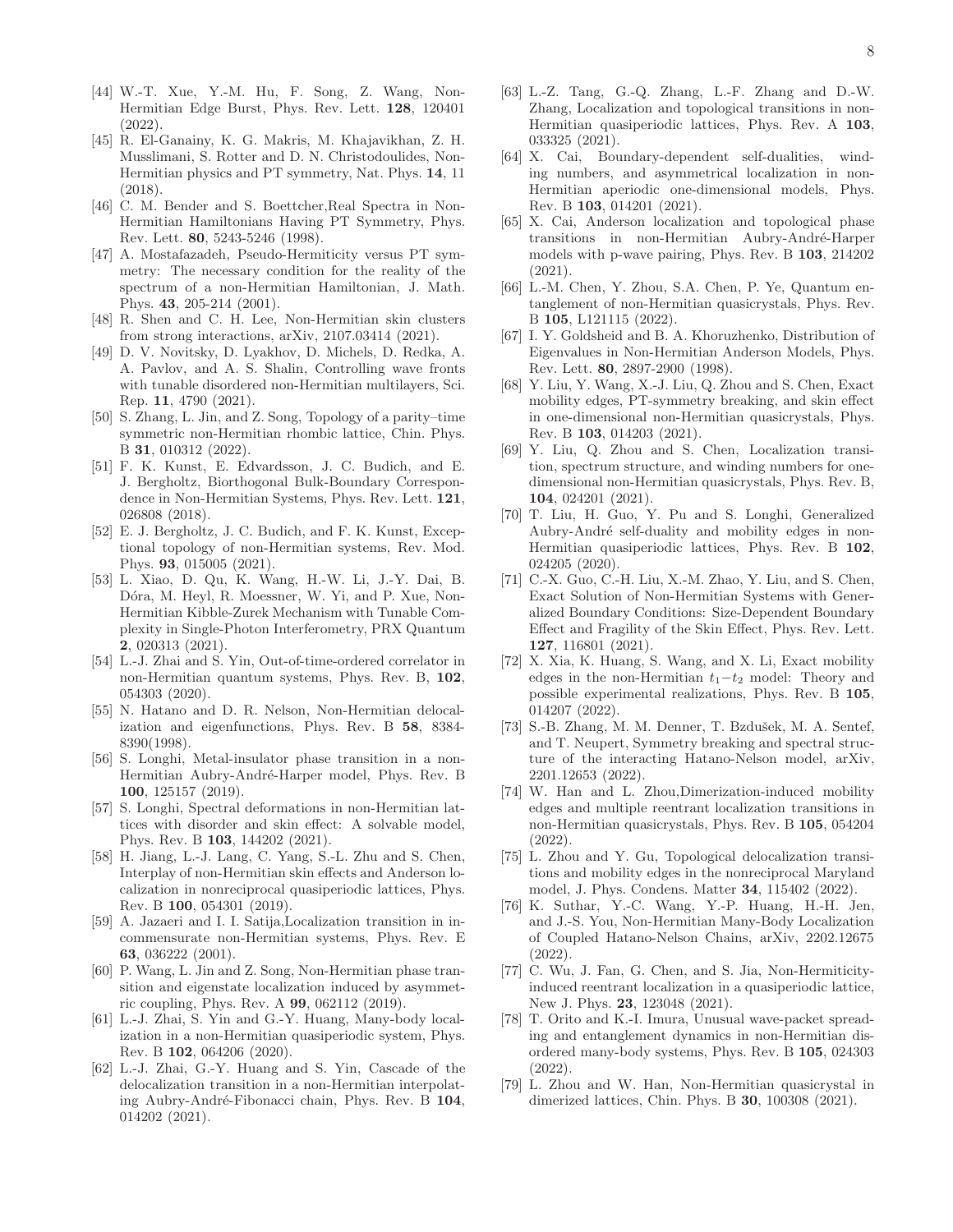[44] W.-T. Xue, Y.-M. Hu, F. Song, Z. Wang, Non-Hermitian Edge Burst, Phys. Rev. Lett. **128**, 120401 (2022).

[45] R. El-Ganainy, K. G. Makris, M. Khajavikhan, Z. H. Musslimani, S. Rotter and D. N. Christodoulides, Non-Hermitian physics and PT symmetry, Nat. Phys. **14**, 11 (2018).

[46] C. M. Bender and S. Boettcher,Real Spectra in Non-Hermitian Hamiltonians Having PT Symmetry, Phys. Rev. Lett. **80**, 5243-5246 (1998).

[47] A. Mostafazadeh, Pseudo-Hermiticity versus PT symmetry: The necessary condition for the reality of the spectrum of a non-Hermitian Hamiltonian, J. Math. Phys. **43**, 205-214 (2001).

[48] R. Shen and C. H. Lee, Non-Hermitian skin clusters from strong interactions, arXiv, 2107.03414 (2021).

[49] D. V. Novitsky, D. Lyakhov, D. Michels, D. Redka, A. A. Pavlov, and A. S. Shalin, Controlling wave fronts with tunable disordered non-Hermitian multilayers, Sci. Rep. **11**, 4790 (2021).

[50] S. Zhang, L. Jin, and Z. Song, Topology of a parity–time symmetric non-Hermitian rhombic lattice, Chin. Phys. B **31**, 010312 (2022).

[51] F. K. Kunst, E. Edvardsson, J. C. Budich, and E. J. Bergholtz, Biorthogonal Bulk-Boundary Correspondence in Non-Hermitian Systems, Phys. Rev. Lett. **121**, 026808 (2018).

[52] E. J. Bergholtz, J. C. Budich, and F. K. Kunst, Exceptional topology of non-Hermitian systems, Rev. Mod. Phys. **93**, 015005 (2021).

[53] L. Xiao, D. Qu, K. Wang, H.-W. Li, J.-Y. Dai, B. Dóra, M. Heyl, R. Moessner, W. Yi, and P. Xue, Non-Hermitian Kibble-Zurek Mechanism with Tunable Complexity in Single-Photon Interferometry, PRX Quantum **2**, 020313 (2021).

[54] L.-J. Zhai and S. Yin, Out-of-time-ordered correlator in non-Hermitian quantum systems, Phys. Rev. B, **102**, 054303 (2020).

[55] N. Hatano and D. R. Nelson, Non-Hermitian delocalization and eigenfunctions, Phys. Rev. B **58**, 8384-8390(1998).

[56] S. Longhi, Metal-insulator phase transition in a non-Hermitian Aubry-André-Harper model, Phys. Rev. B **100**, 125157 (2019).

[57] S. Longhi, Spectral deformations in non-Hermitian lattices with disorder and skin effect: A solvable model, Phys. Rev. B **103**, 144202 (2021).

[58] H. Jiang, L.-J. Lang, C. Yang, S.-L. Zhu and S. Chen, Interplay of non-Hermitian skin effects and Anderson localization in nonreciprocal quasiperiodic lattices, Phys. Rev. B **100**, 054301 (2019).

[59] A. Jazaeri and I. I. Satija,Localization transition in incommensurate non-Hermitian systems, Phys. Rev. E **63**, 036222 (2001).

[60] P. Wang, L. Jin and Z. Song, Non-Hermitian phase transition and eigenstate localization induced by asymmetric coupling, Phys. Rev. A **99**, 062112 (2019).

[61] L.-J. Zhai, S. Yin and G.-Y. Huang, Many-body localization in a non-Hermitian quasiperiodic system, Phys. Rev. B **102**, 064206 (2020).

[62] L.-J. Zhai, G.-Y. Huang and S. Yin, Cascade of the delocalization transition in a non-Hermitian interpolating Aubry-André-Fibonacci chain, Phys. Rev. B **104**, 014202 (2021).

[63] L.-Z. Tang, G.-Q. Zhang, L.-F. Zhang and D.-W. Zhang, Localization and topological transitions in non-Hermitian quasiperiodic lattices, Phys. Rev. A **103**, 033325 (2021).

[64] X. Cai, Boundary-dependent self-dualities, winding numbers, and asymmetrical localization in non-Hermitian aperiodic one-dimensional models, Phys. Rev. B **103**, 014201 (2021).

[65] X. Cai, Anderson localization and topological phase transitions in non-Hermitian Aubry-André-Harper models with p-wave pairing, Phys. Rev. B **103**, 214202 (2021).

[66] L.-M. Chen, Y. Zhou, S.A. Chen, P. Ye, Quantum entanglement of non-Hermitian quasicrystals, Phys. Rev. B **105**, L121115 (2022).

[67] I. Y. Goldsheid and B. A. Khoruzhenko, Distribution of Eigenvalues in Non-Hermitian Anderson Models, Phys. Rev. Lett. **80**, 2897-2900 (1998).

[68] Y. Liu, Y. Wang, X.-J. Liu, Q. Zhou and S. Chen, Exact mobility edges, PT-symmetry breaking, and skin effect in one-dimensional non-Hermitian quasicrystals, Phys. Rev. B **103**, 014203 (2021).

[69] Y. Liu, Q. Zhou and S. Chen, Localization transition, spectrum structure, and winding numbers for one-dimensional non-Hermitian quasicrystals, Phys. Rev. B, **104**, 024201 (2021).

[70] T. Liu, H. Guo, Y. Pu and S. Longhi, Generalized Aubry-André self-duality and mobility edges in non-Hermitian quasiperiodic lattices, Phys. Rev. B **102**, 024205 (2020).

[71] C.-X. Guo, C.-H. Liu, X.-M. Zhao, Y. Liu, and S. Chen, Exact Solution of Non-Hermitian Systems with Generalized Boundary Conditions: Size-Dependent Boundary Effect and Fragility of the Skin Effect, Phys. Rev. Lett. **127**, 116801 (2021).

[72] X. Xia, K. Huang, S. Wang, and X. Li, Exact mobility edges in the non-Hermitian $t_1 - t_2$ model: Theory and possible experimental realizations, Phys. Rev. B **105**, 014207 (2022).

[73] S.-B. Zhang, M. M. Denner, T. Bzdušek, M. A. Sentef, and T. Neupert, Symmetry breaking and spectral structure of the interacting Hatano-Nelson model, arXiv, 2201.12653 (2022).

[74] W. Han and L. Zhou,Dimerization-induced mobility edges and multiple reentrant localization transitions in non-Hermitian quasicrystals, Phys. Rev. B **105**, 054204 (2022).

[75] L. Zhou and Y. Gu, Topological delocalization transitions and mobility edges in the nonreciprocal Maryland model, J. Phys. Condens. Matter **34**, 115402 (2022).

[76] K. Suthar, Y.-C. Wang, Y.-P. Huang, H.-H. Jen, and J.-S. You, Non-Hermitian Many-Body Localization of Coupled Hatano-Nelson Chains, arXiv, 2202.12675 (2022).

[77] C. Wu, J. Fan, G. Chen, and S. Jia, Non-Hermiticity-induced reentrant localization in a quasiperiodic lattice, New J. Phys. **23**, 123048 (2021).

[78] T. Orito and K.-I. Imura, Unusual wave-packet spreading and entanglement dynamics in non-Hermitian disordered many-body systems, Phys. Rev. B **105**, 024303 (2022).

[79] L. Zhou and W. Han, Non-Hermitian quasicrystal in dimerized lattices, Chin. Phys. B **30**, 100308 (2021).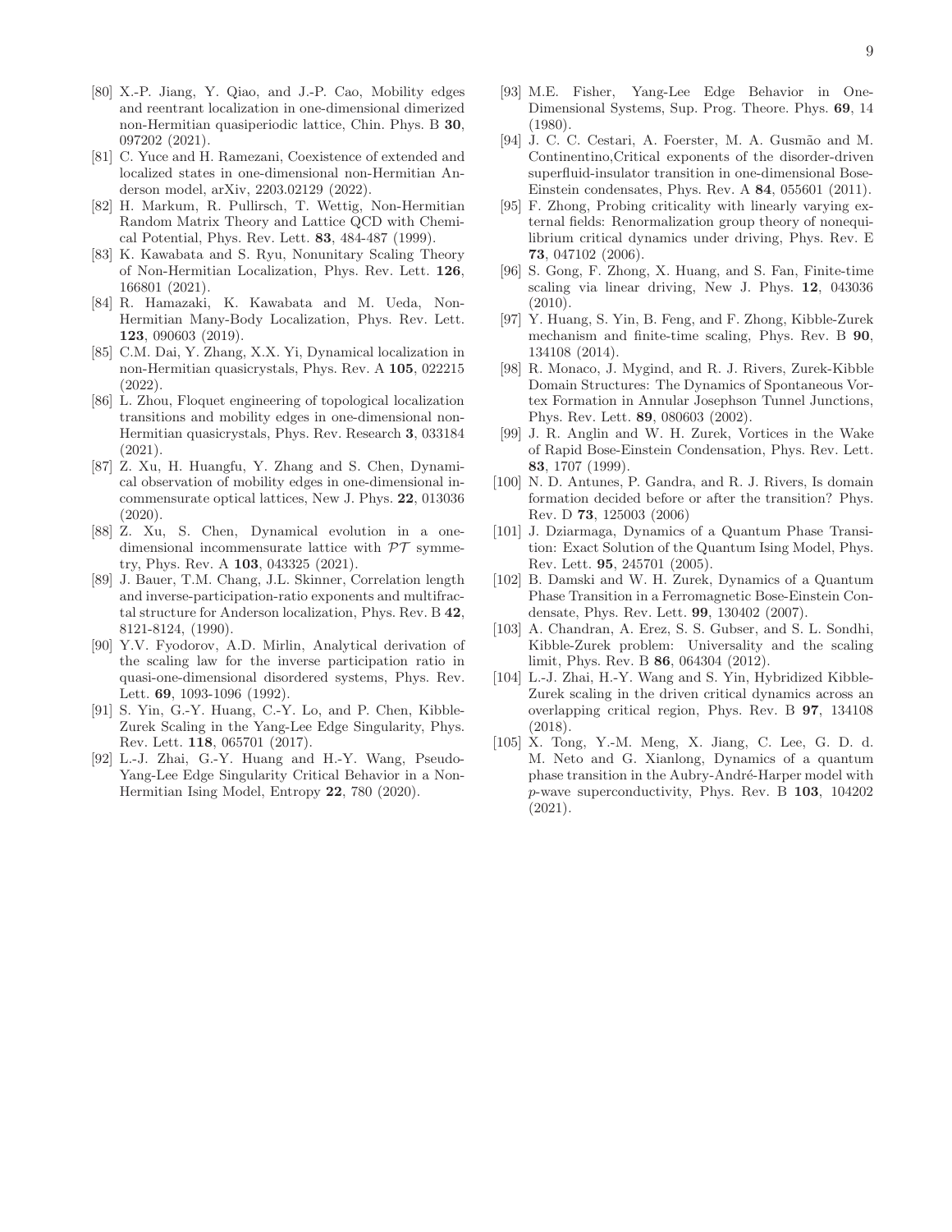[80] X.-P. Jiang, Y. Qiao, and J.-P. Cao, Mobility edges and reentrant localization in one-dimensional dimerized non-Hermitian quasiperiodic lattice, Chin. Phys. B **30**, 097202 (2021).

[81] C. Yuce and H. Ramezani, Coexistence of extended and localized states in one-dimensional non-Hermitian Anderson model, arXiv, 2203.02129 (2022).

[82] H. Markum, R. Pullirsch, T. Wettig, Non-Hermitian Random Matrix Theory and Lattice QCD with Chemical Potential, Phys. Rev. Lett. **83**, 484-487 (1999).

[83] K. Kawabata and S. Ryu, Nonunitary Scaling Theory of Non-Hermitian Localization, Phys. Rev. Lett. **126**, 166801 (2021).

[84] R. Hamazaki, K. Kawabata and M. Ueda, Non-Hermitian Many-Body Localization, Phys. Rev. Lett. **123**, 090603 (2019).

[85] C.M. Dai, Y. Zhang, X.X. Yi, Dynamical localization in non-Hermitian quasicrystals, Phys. Rev. A **105**, 022215 (2022).

[86] L. Zhou, Floquet engineering of topological localization transitions and mobility edges in one-dimensional non-Hermitian quasicrystals, Phys. Rev. Research **3**, 033184 (2021).

[87] Z. Xu, H. Huangfu, Y. Zhang and S. Chen, Dynamical observation of mobility edges in one-dimensional incommensurate optical lattices, New J. Phys. **22**, 013036 (2020).

[88] Z. Xu, S. Chen, Dynamical evolution in a one-dimensional incommensurate lattice with $\mathcal{PT}$ symmetry, Phys. Rev. A **103**, 043325 (2021).

[89] J. Bauer, T.M. Chang, J.L. Skinner, Correlation length and inverse-participation-ratio exponents and multifractal structure for Anderson localization, Phys. Rev. B **42**, 8121-8124, (1990).

[90] Y.V. Fyodorov, A.D. Mirlin, Analytical derivation of the scaling law for the inverse participation ratio in quasi-one-dimensional disordered systems, Phys. Rev. Lett. **69**, 1093-1096 (1992).

[91] S. Yin, G.-Y. Huang, C.-Y. Lo, and P. Chen, Kibble-Zurek Scaling in the Yang-Lee Edge Singularity, Phys. Rev. Lett. **118**, 065701 (2017).

[92] L.-J. Zhai, G.-Y. Huang and H.-Y. Wang, Pseudo-Yang-Lee Edge Singularity Critical Behavior in a Non-Hermitian Ising Model, Entropy **22**, 780 (2020).

[93] M.E. Fisher, Yang-Lee Edge Behavior in One-Dimensional Systems, Sup. Prog. Theore. Phys. **69**, 14 (1980).

[94] J. C. C. Cestari, A. Foerster, M. A. Gusmão and M. Continentino,Critical exponents of the disorder-driven superfluid-insulator transition in one-dimensional Bose-Einstein condensates, Phys. Rev. A **84**, 055601 (2011).

[95] F. Zhong, Probing criticality with linearly varying external fields: Renormalization group theory of nonequilibrium critical dynamics under driving, Phys. Rev. E **73**, 047102 (2006).

[96] S. Gong, F. Zhong, X. Huang, and S. Fan, Finite-time scaling via linear driving, New J. Phys. **12**, 043036 (2010).

[97] Y. Huang, S. Yin, B. Feng, and F. Zhong, Kibble-Zurek mechanism and finite-time scaling, Phys. Rev. B **90**, 134108 (2014).

[98] R. Monaco, J. Mygind, and R. J. Rivers, Zurek-Kibble Domain Structures: The Dynamics of Spontaneous Vortex Formation in Annular Josephson Tunnel Junctions, Phys. Rev. Lett. **89**, 080603 (2002).

[99] J. R. Anglin and W. H. Zurek, Vortices in the Wake of Rapid Bose-Einstein Condensation, Phys. Rev. Lett. **83**, 1707 (1999).

[100] N. D. Antunes, P. Gandra, and R. J. Rivers, Is domain formation decided before or after the transition? Phys. Rev. D **73**, 125003 (2006)

[101] J. Dziarmaga, Dynamics of a Quantum Phase Transition: Exact Solution of the Quantum Ising Model, Phys. Rev. Lett. **95**, 245701 (2005).

[102] B. Damski and W. H. Zurek, Dynamics of a Quantum Phase Transition in a Ferromagnetic Bose-Einstein Condensate, Phys. Rev. Lett. **99**, 130402 (2007).

[103] A. Chandran, A. Erez, S. S. Gubser, and S. L. Sondhi, Kibble-Zurek problem: Universality and the scaling limit, Phys. Rev. B **86**, 064304 (2012).

[104] L.-J. Zhai, H.-Y. Wang and S. Yin, Hybridized Kibble-Zurek scaling in the driven critical dynamics across an overlapping critical region, Phys. Rev. B **97**, 134108 (2018).

[105] X. Tong, Y.-M. Meng, X. Jiang, C. Lee, G. D. d. M. Neto and G. Xianlong, Dynamics of a quantum phase transition in the Aubry-André-Harper model with $p$-wave superconductivity, Phys. Rev. B **103**, 104202 (2021).